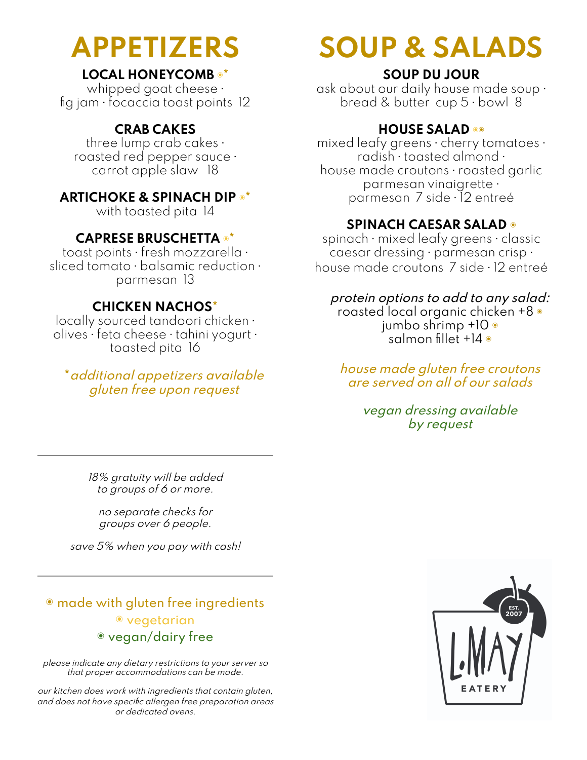# APPETIZERS

### LOCAL HONEYCOMB ◉*

whipped goat cheese · fig jam · focaccia toast points 12

### CRAB CAKES

three lump crab cakes · roasted red pepper sauce · carrot apple slaw 18

### ARTICHOKE & SPINACH DIP ◉*

with toasted pita 14

### CAPRESE BRUSCHETTA ◉*

toast points · fresh mozzarella · sliced tomato · balsamic reduction · parmesan 13

### CHICKEN NACHOS*

locally sourced tandoori chicken · olives · feta cheese · tahini yogurt · toasted pita 16

*\*additional appetizers available gluten free upon request*

# SOUP & SALADS

### SOUP DU JOUR

ask about our daily house made soup · bread & butter cup 5 · bowl 8

### HOUSE SALAD ◉◉

mixed leafy greens · cherry tomatoes · radish · toasted almond · house made croutons · roasted garlic parmesan vinaigrette · parmesan 7 side · 12 entreé

### SPINACH CAESAR SALAD ◉

spinach · mixed leafy greens · classic caesar dressing · parmesan crisp · house made croutons 7 side · 12 entreé

*protein options to add to any salad:*

roasted local organic chicken +8 ◉
jumbo shrimp +10 ◉
salmon fillet +14 ◉

*house made gluten free croutons are served on all of our salads*

*vegan dressing available by request*

---

*18% gratuity will be added to groups of 6 or more.*

*no separate checks for groups over 6 people.*

*save 5% when you pay with cash!*

---

◉ made with gluten free ingredients
◉ vegetarian
◉ vegan/dairy free

*please indicate any dietary restrictions to your server so that proper accommodations can be made.*

*our kitchen does work with ingredients that contain gluten, and does not have specific allergen free preparation areas or dedicated ovens.*

EST. 2007
L.MAY
EATERY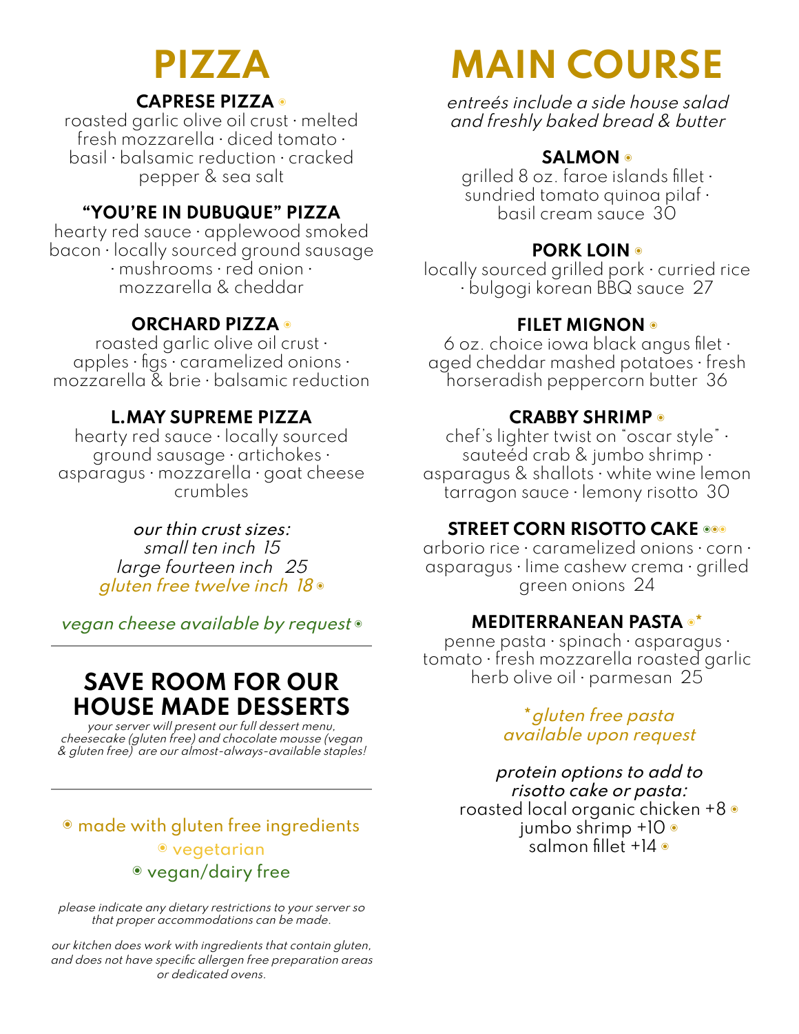# PIZZA

### CAPRESE PIZZA ◉

roasted garlic olive oil crust · melted fresh mozzarella · diced tomato · basil · balsamic reduction · cracked pepper & sea salt

### "YOU'RE IN DUBUQUE" PIZZA

hearty red sauce · applewood smoked bacon · locally sourced ground sausage · mushrooms · red onion · mozzarella & cheddar

### ORCHARD PIZZA ◉

roasted garlic olive oil crust · apples · figs · caramelized onions · mozzarella & brie · balsamic reduction

### L.MAY SUPREME PIZZA

hearty red sauce · locally sourced ground sausage · artichokes · asparagus · mozzarella · goat cheese crumbles

*our thin crust sizes:*
*small ten inch 15*
*large fourteen inch 25*
*gluten free twelve inch 18* ◉

*vegan cheese available by request* ◉

---

## SAVE ROOM FOR OUR HOUSE MADE DESSERTS

*your server will present our full dessert menu, cheesecake (gluten free) and chocolate mousse (vegan & gluten free) are our almost-always-available staples!*

---

◉ made with gluten free ingredients
◉ vegetarian
◉ vegan/dairy free

*please indicate any dietary restrictions to your server so that proper accommodations can be made.*

*our kitchen does work with ingredients that contain gluten, and does not have specific allergen free preparation areas or dedicated ovens.*

# MAIN COURSE

*entreés include a side house salad and freshly baked bread & butter*

### SALMON ◉

grilled 8 oz. faroe islands fillet · sundried tomato quinoa pilaf · basil cream sauce 30

### PORK LOIN ◉

locally sourced grilled pork · curried rice · bulgogi korean BBQ sauce 27

### FILET MIGNON ◉

6 oz. choice iowa black angus filet · aged cheddar mashed potatoes · fresh horseradish peppercorn butter 36

### CRABBY SHRIMP ◉

chef's lighter twist on "oscar style" · sauteéd crab & jumbo shrimp · asparagus & shallots · white wine lemon tarragon sauce · lemony risotto 30

### STREET CORN RISOTTO CAKE ◉◉◉

arborio rice · caramelized onions · corn · asparagus · lime cashew crema · grilled green onions 24

### MEDITERRANEAN PASTA ◉*

penne pasta · spinach · asparagus · tomato · fresh mozzarella roasted garlic herb olive oil · parmesan 25

*\*gluten free pasta available upon request*

*protein options to add to risotto cake or pasta:*
roasted local organic chicken +8 ◉
jumbo shrimp +10 ◉
salmon fillet +14 ◉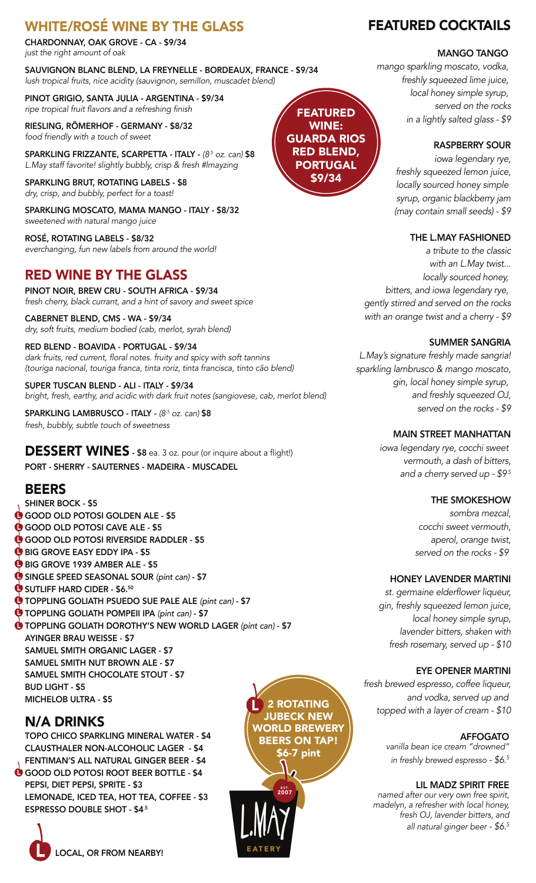## WHITE/ROSÉ WINE BY THE GLASS

**CHARDONNAY, OAK GROVE - CA - $9/34**
*just the right amount of oak*

**SAUVIGNON BLANC BLEND, LA FREYNELLE - BORDEAUX, FRANCE - $9/34**
*lush tropical fruits, nice acidity (sauvignon, semillon, muscadet blend)*

**PINOT GRIGIO, SANTA JULIA - ARGENTINA - $9/34**
*ripe tropical fruit flavors and a refreshing finish*

**RIESLING, RÖMERHOF - GERMANY - $8/32**
*food friendly with a touch of sweet*

**SPARKLING FRIZZANTE, SCARPETTA - ITALY -** *(8.5 oz. can)* **$8**
*L.May staff favorite! slightly bubbly, crisp & fresh #lmayzing*

**SPARKLING BRUT, ROTATING LABELS - $8**
*dry, crisp, and bubbly, perfect for a toast!*

**SPARKLING MOSCATO, MAMA MANGO - ITALY - $8/32**
*sweetened with natural mango juice*

**ROSÉ, ROTATING LABELS - $8/32**
*everchanging, fun new labels from around the world!*

**FEATURED WINE: GUARDA RIOS RED BLEND, PORTUGAL $9/34**

## RED WINE BY THE GLASS

**PINOT NOIR, BREW CRU - SOUTH AFRICA - $9/34**
*fresh cherry, black currant, and a hint of savory and sweet spice*

**CABERNET BLEND, CMS - WA - $9/34**
*dry, soft fruits, medium bodied (cab, merlot, syrah blend)*

**RED BLEND - BOAVIDA - PORTUGAL - $9/34**
*dark fruits, red current, floral notes. fruity and spicy with soft tannins (touriga nacional, touriga franca, tinta roriz, tinta francisca, tinto cão blend)*

**SUPER TUSCAN BLEND - ALI - ITALY - $9/34**
*bright, fresh, earthy, and acidic with dark fruit notes (sangiovese, cab, merlot blend)*

**SPARKLING LAMBRUSCO - ITALY -** *(8.5 oz. can)* **$8**
*fresh, bubbly, subtle touch of sweetness*

## DESSERT WINES - $8 ea. 3 oz. pour (or inquire about a flight!)

**PORT - SHERRY - SAUTERNES - MADEIRA - MUSCADEL**

## BEERS

- SHINER BOCK - $5
- (L) GOOD OLD POTOSI GOLDEN ALE - $5
- (L) GOOD OLD POTOSI CAVE ALE - $5
- (L) GOOD OLD POTOSI RIVERSIDE RADDLER - $5
- (L) BIG GROVE EASY EDDY IPA - $5
- (L) BIG GROVE 1939 AMBER ALE - $5
- (L) SINGLE SPEED SEASONAL SOUR *(pint can)* - $7
- (L) SUTLIFF HARD CIDER - $6.50
- (L) TOPPLING GOLIATH PSUEDO SUE PALE ALE *(pint can)* - $7
- (L) TOPPLING GOLIATH POMPEII IPA *(pint can)* - $7
- (L) TOPPLING GOLIATH DOROTHY'S NEW WORLD LAGER *(pint can)* - $7
- AYINGER BRAU WEISSE - $7
- SAMUEL SMITH ORGANIC LAGER - $7
- SAMUEL SMITH NUT BROWN ALE - $7
- SAMUEL SMITH CHOCOLATE STOUT - $7
- BUD LIGHT - $5
- MICHELOB ULTRA - $5

**(L) 2 ROTATING JUBECK NEW WORLD BREWERY BEERS ON TAP! $6-7 pint**

## N/A DRINKS

- TOPO CHICO SPARKLING MINERAL WATER - $4
- CLAUSTHALER NON-ALCOHOLIC LAGER - $4
- FENTIMAN'S ALL NATURAL GINGER BEER - $4
- (L) GOOD OLD POTOSI ROOT BEER BOTTLE - $4
- PEPSI, DIET PEPSI, SPRITE - $3
- LEMONADE, ICED TEA, HOT TEA, COFFEE - $3
- ESPRESSO DOUBLE SHOT - $4.5

(L) LOCAL, OR FROM NEARBY!

## FEATURED COCKTAILS

**MANGO TANGO**
*mango sparkling moscato, vodka, freshly squeezed lime juice, local honey simple syrup, served on the rocks in a lightly salted glass - $9*

**RASPBERRY SOUR**
*iowa legendary rye, freshly squeezed lemon juice, locally sourced honey simple syrup, organic blackberry jam (may contain small seeds) - $9*

**THE L.MAY FASHIONED**
*a tribute to the classic with an L.May twist... locally sourced honey, bitters, and iowa legendary rye, gently stirred and served on the rocks with an orange twist and a cherry - $9*

**SUMMER SANGRIA**
*L.May's signature freshly made sangria! sparkling lambrusco & mango moscato, gin, local honey simple syrup, and freshly squeezed OJ, served on the rocks - $9*

**MAIN STREET MANHATTAN**
*iowa legendary rye, cocchi sweet vermouth, a dash of bitters, and a cherry served up - $9.5*

**THE SMOKESHOW**
*sombra mezcal, cocchi sweet vermouth, aperol, orange twist, served on the rocks - $9*

**HONEY LAVENDER MARTINI**
*st. germaine elderflower liqueur, gin, freshly squeezed lemon juice, local honey simple syrup, lavender bitters, shaken with fresh rosemary, served up - $10*

**EYE OPENER MARTINI**
*fresh brewed espresso, coffee liqueur, and vodka, served up and topped with a layer of cream - $10*

**AFFOGATO**
*vanilla bean ice cream "drowned" in freshly brewed espresso - $6.5*

**LIL MADZ SPIRIT FREE**
*named after our very own free spirit, madelyn, a refresher with local honey, fresh OJ, lavender bitters, and all natural ginger beer - $6.5*

EST. 2007
L.MAY EATERY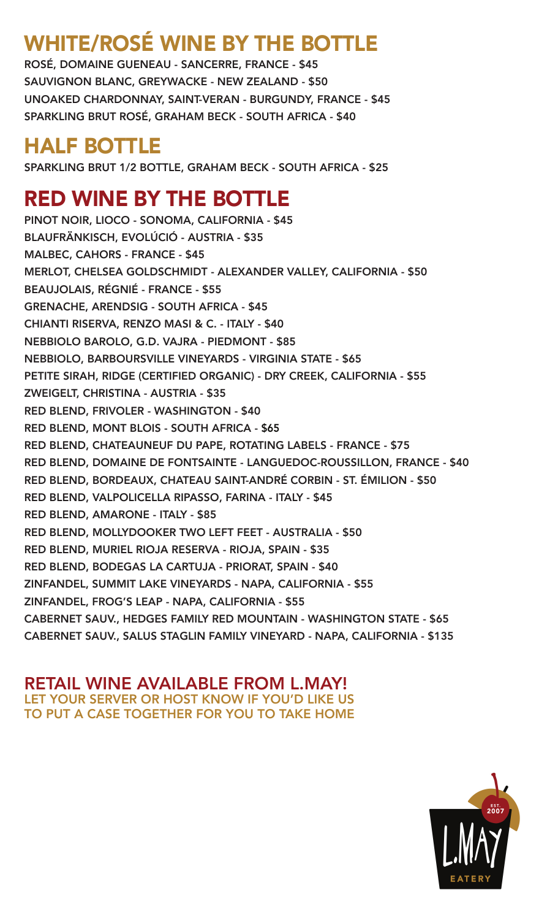## WHITE/ROSÉ WINE BY THE BOTTLE

ROSÉ, DOMAINE GUENEAU - SANCERRE, FRANCE - $45
SAUVIGNON BLANC, GREYWACKE - NEW ZEALAND - $50
UNOAKED CHARDONNAY, SAINT-VERAN - BURGUNDY, FRANCE - $45
SPARKLING BRUT ROSÉ, GRAHAM BECK - SOUTH AFRICA - $40

## HALF BOTTLE

SPARKLING BRUT 1/2 BOTTLE, GRAHAM BECK - SOUTH AFRICA - $25

## RED WINE BY THE BOTTLE

PINOT NOIR, LIOCO - SONOMA, CALIFORNIA - $45
BLAUFRÄNKISCH, EVOLÚCIÓ - AUSTRIA - $35
MALBEC, CAHORS - FRANCE - $45
MERLOT, CHELSEA GOLDSCHMIDT - ALEXANDER VALLEY, CALIFORNIA - $50
BEAUJOLAIS, RÉGNIÉ - FRANCE - $55
GRENACHE, ARENDSIG - SOUTH AFRICA - $45
CHIANTI RISERVA, RENZO MASI & C. - ITALY - $40
NEBBIOLO BAROLO, G.D. VAJRA - PIEDMONT - $85
NEBBIOLO, BARBOURSVILLE VINEYARDS - VIRGINIA STATE - $65
PETITE SIRAH, RIDGE (CERTIFIED ORGANIC) - DRY CREEK, CALIFORNIA - $55
ZWEIGELT, CHRISTINA - AUSTRIA - $35
RED BLEND, FRIVOLER - WASHINGTON - $40
RED BLEND, MONT BLOIS - SOUTH AFRICA - $65
RED BLEND, CHATEAUNEUF DU PAPE, ROTATING LABELS - FRANCE - $75
RED BLEND, DOMAINE DE FONTSAINTE - LANGUEDOC-ROUSSILLON, FRANCE - $40
RED BLEND, BORDEAUX, CHATEAU SAINT-ANDRÉ CORBIN - ST. ÉMILION - $50
RED BLEND, VALPOLICELLA RIPASSO, FARINA - ITALY - $45
RED BLEND, AMARONE - ITALY - $85
RED BLEND, MOLLYDOOKER TWO LEFT FEET - AUSTRALIA - $50
RED BLEND, MURIEL RIOJA RESERVA - RIOJA, SPAIN - $35
RED BLEND, BODEGAS LA CARTUJA - PRIORAT, SPAIN - $40
ZINFANDEL, SUMMIT LAKE VINEYARDS - NAPA, CALIFORNIA - $55
ZINFANDEL, FROG'S LEAP - NAPA, CALIFORNIA - $55
CABERNET SAUV., HEDGES FAMILY RED MOUNTAIN - WASHINGTON STATE - $65
CABERNET SAUV., SALUS STAGLIN FAMILY VINEYARD - NAPA, CALIFORNIA - $135

### RETAIL WINE AVAILABLE FROM L.MAY!

LET YOUR SERVER OR HOST KNOW IF YOU'D LIKE US TO PUT A CASE TOGETHER FOR YOU TO TAKE HOME

EST. 2007
L.MAY
EATERY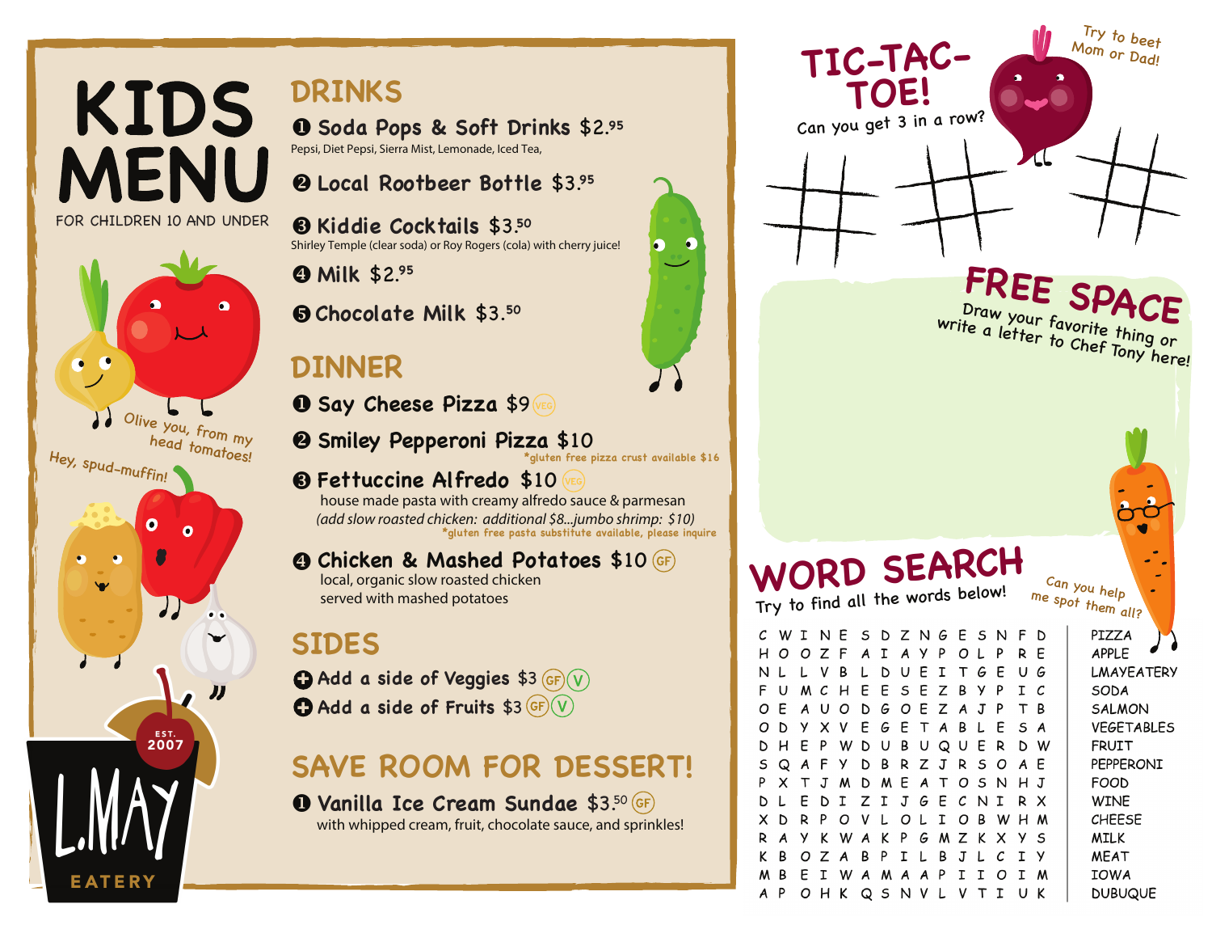# KIDS MENU

FOR CHILDREN 10 AND UNDER

Olive you, from my head tomatoes!

Hey, spud-muffin!

EST. 2007

L.MAY EATERY

## DRINKS

❶ **Soda Pops & Soft Drinks $2.95**
Pepsi, Diet Pepsi, Sierra Mist, Lemonade, Iced Tea,

❷ **Local Rootbeer Bottle $3.95**

❸ **Kiddie Cocktails $3.50**
Shirley Temple (clear soda) or Roy Rogers (cola) with cherry juice!

❹ **Milk $2.95**

❺ **Chocolate Milk $3.50**

## DINNER

❶ **Say Cheese Pizza $9** (VEG)

❷ **Smiley Pepperoni Pizza $10**
*gluten free pizza crust available $16

❸ **Fettuccine Alfredo $10** (VEG)
house made pasta with creamy alfredo sauce & parmesan
*(add slow roasted chicken: additional $8...jumbo shrimp: $10)*
*gluten free pasta substitute available, please inquire

❹ **Chicken & Mashed Potatoes $10** (GF)
local, organic slow roasted chicken
served with mashed potatoes

## SIDES

➕ **Add a side of Veggies $3** (GF) (V)

➕ **Add a side of Fruits $3** (GF) (V)

## SAVE ROOM FOR DESSERT!

❶ **Vanilla Ice Cream Sundae $3.50** (GF)
with whipped cream, fruit, chocolate sauce, and sprinkles!

# TIC-TAC-TOE!

Can you get 3 in a row?

Try to beet Mom or Dad!

# FREE SPACE

Draw your favorite thing or write a letter to Chef Tony here!

# WORD SEARCH

Try to find all the words below!

Can you help me spot them all?

```
C W I N E S D Z N G E S N F D
H O O Z F A I A Y P O L P R E
N L L V B L D U E I T G E U G
F U M C H E E S E Z B Y P I C
O E A U O D G O E Z A J P T B
O D Y X V E G E T A B L E S A
D H E P W D U B U Q U E R D W
S Q A F Y D B R Z J R S O A E
P X T J M D M E A T O S N H J
D L E D I Z I J G E C N I R X
X D R P O V L O L I O B W H M
R A Y K W A K P G M Z K X Y S
K B O Z A B P I L B J L C I Y
M B E I W A M A A P I I O I M
A P O H K Q S N V L V T I U K
```

PIZZA
APPLE
LMAYEATERY
SODA
SALMON
VEGETABLES
FRUIT
PEPPERONI
FOOD
WINE
CHEESE
MILK
MEAT
IOWA
DUBUQUE